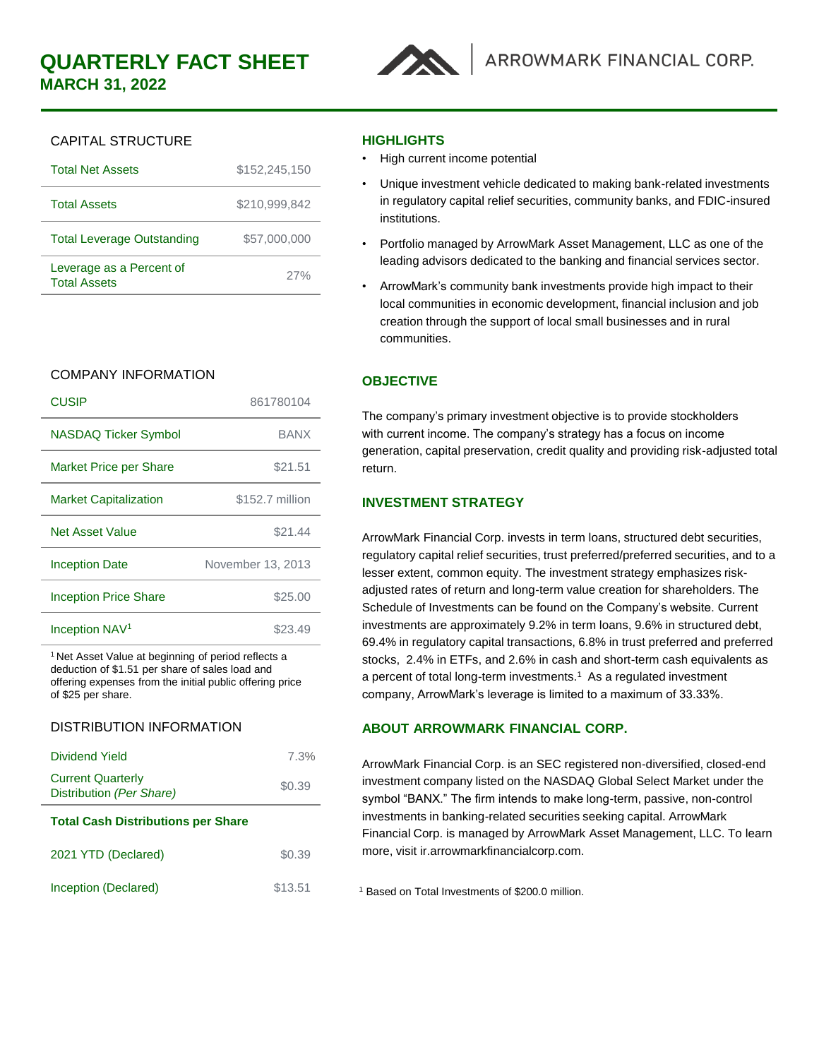# QUARTERLY FACT SHEET

## MARCH 31, 2022

ARROWMARK FINANCIAL CORP.

### CAPITAL STRUCTURE

| | |
|---|---|
| Total Net Assets | $152,245,150 |
| Total Assets | $210,999,842 |
| Total Leverage Outstanding | $57,000,000 |
| Leverage as a Percent of Total Assets | 27% |

### COMPANY INFORMATION

| | |
|---|---|
| CUSIP | 861780104 |
| NASDAQ Ticker Symbol | BANX |
| Market Price per Share | $21.51 |
| Market Capitalization | $152.7 million |
| Net Asset Value | $21.44 |
| Inception Date | November 13, 2013 |
| Inception Price Share | $25.00 |
| Inception NAV[1] | $23.49 |

[1] Net Asset Value at beginning of period reflects a deduction of $1.51 per share of sales load and offering expenses from the initial public offering price of $25 per share.

### DISTRIBUTION INFORMATION

| | |
|---|---|
| Dividend Yield | 7.3% |
| Current Quarterly Distribution *(Per Share)* | $0.39 |
| **Total Cash Distributions per Share** | |
| 2021 YTD (Declared) | $0.39 |
| Inception (Declared) | $13.51 |

### HIGHLIGHTS

- High current income potential
- Unique investment vehicle dedicated to making bank-related investments in regulatory capital relief securities, community banks, and FDIC-insured institutions.
- Portfolio managed by ArrowMark Asset Management, LLC as one of the leading advisors dedicated to the banking and financial services sector.
- ArrowMark's community bank investments provide high impact to their local communities in economic development, financial inclusion and job creation through the support of local small businesses and in rural communities.

### OBJECTIVE

The company's primary investment objective is to provide stockholders with current income. The company's strategy has a focus on income generation, capital preservation, credit quality and providing risk-adjusted total return.

### INVESTMENT STRATEGY

ArrowMark Financial Corp. invests in term loans, structured debt securities, regulatory capital relief securities, trust preferred/preferred securities, and to a lesser extent, common equity. The investment strategy emphasizes risk-adjusted rates of return and long-term value creation for shareholders. The Schedule of Investments can be found on the Company's website. Current investments are approximately 9.2% in term loans, 9.6% in structured debt, 69.4% in regulatory capital transactions, 6.8% in trust preferred and preferred stocks, 2.4% in ETFs, and 2.6% in cash and short-term cash equivalents as a percent of total long-term investments.[1] As a regulated investment company, ArrowMark's leverage is limited to a maximum of 33.33%.

### ABOUT ARROWMARK FINANCIAL CORP.

ArrowMark Financial Corp. is an SEC registered non-diversified, closed-end investment company listed on the NASDAQ Global Select Market under the symbol "BANX." The firm intends to make long-term, passive, non-control investments in banking-related securities seeking capital. ArrowMark Financial Corp. is managed by ArrowMark Asset Management, LLC. To learn more, visit ir.arrowmarkfinancialcorp.com.

[1] Based on Total Investments of $200.0 million.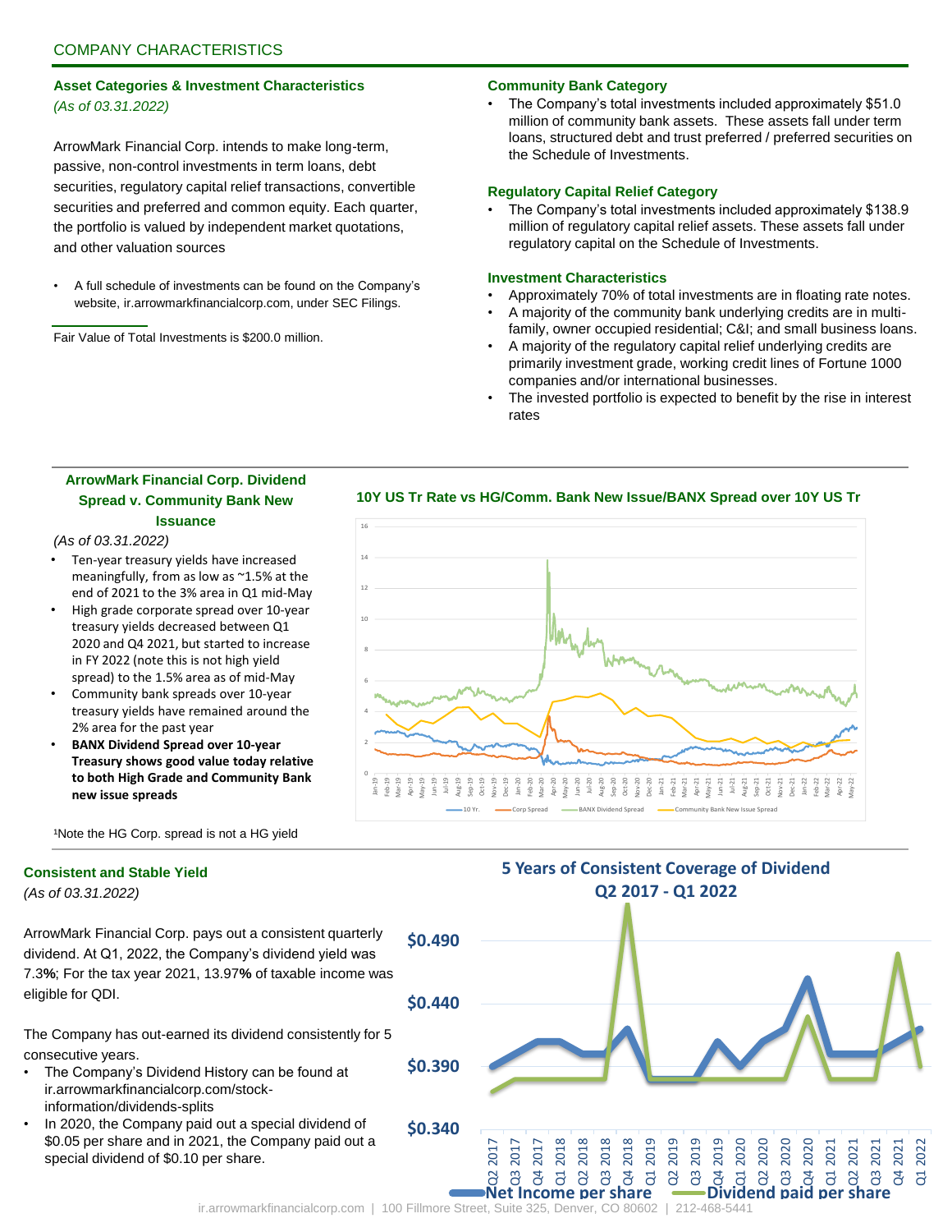## COMPANY CHARACTERISTICS

### Asset Categories & Investment Characteristics

*(As of 03.31.2022)*

ArrowMark Financial Corp. intends to make long-term, passive, non-control investments in term loans, debt securities, regulatory capital relief transactions, convertible securities and preferred and common equity. Each quarter, the portfolio is valued by independent market quotations, and other valuation sources

- A full schedule of investments can be found on the Company's website, ir.arrowmarkfinancialcorp.com, under SEC Filings.

Fair Value of Total Investments is $200.0 million.

### Community Bank Category

- The Company's total investments included approximately $51.0 million of community bank assets. These assets fall under term loans, structured debt and trust preferred / preferred securities on the Schedule of Investments.

### Regulatory Capital Relief Category

- The Company's total investments included approximately $138.9 million of regulatory capital relief assets. These assets fall under regulatory capital on the Schedule of Investments.

### Investment Characteristics

- Approximately 70% of total investments are in floating rate notes.
- A majority of the community bank underlying credits are in multi-family, owner occupied residential; C&I; and small business loans.
- A majority of the regulatory capital relief underlying credits are primarily investment grade, working credit lines of Fortune 1000 companies and/or international businesses.
- The invested portfolio is expected to benefit by the rise in interest rates

### ArrowMark Financial Corp. Dividend Spread v. Community Bank New Issuance

*(As of 03.31.2022)*

- Ten-year treasury yields have increased meaningfully, from as low as ~1.5% at the end of 2021 to the 3% area in Q1 mid-May
- High grade corporate spread over 10-year treasury yields decreased between Q1 2020 and Q4 2021, but started to increase in FY 2022 (note this is not high yield spread) to the 1.5% area as of mid-May
- Community bank spreads over 10-year treasury yields have remained around the 2% area for the past year
- **BANX Dividend Spread over 10-year Treasury shows good value today relative to both High Grade and Community Bank new issue spreads**

[1]Note the HG Corp. spread is not a HG yield

**10Y US Tr Rate vs HG/Comm. Bank New Issue/BANX Spread over 10Y US Tr**

### Consistent and Stable Yield

*(As of 03.31.2022)*

ArrowMark Financial Corp. pays out a consistent quarterly dividend. At Q1, 2022, the Company's dividend yield was 7.3**%**; For the tax year 2021, 13.97**%** of taxable income was eligible for QDI.

The Company has out-earned its dividend consistently for 5 consecutive years.

- The Company's Dividend History can be found at ir.arrowmarkfinancialcorp.com/stock-information/dividends-splits
- In 2020, the Company paid out a special dividend of $0.05 per share and in 2021, the Company paid out a special dividend of $0.10 per share.

**5 Years of Consistent Coverage of Dividend Q2 2017 - Q1 2022**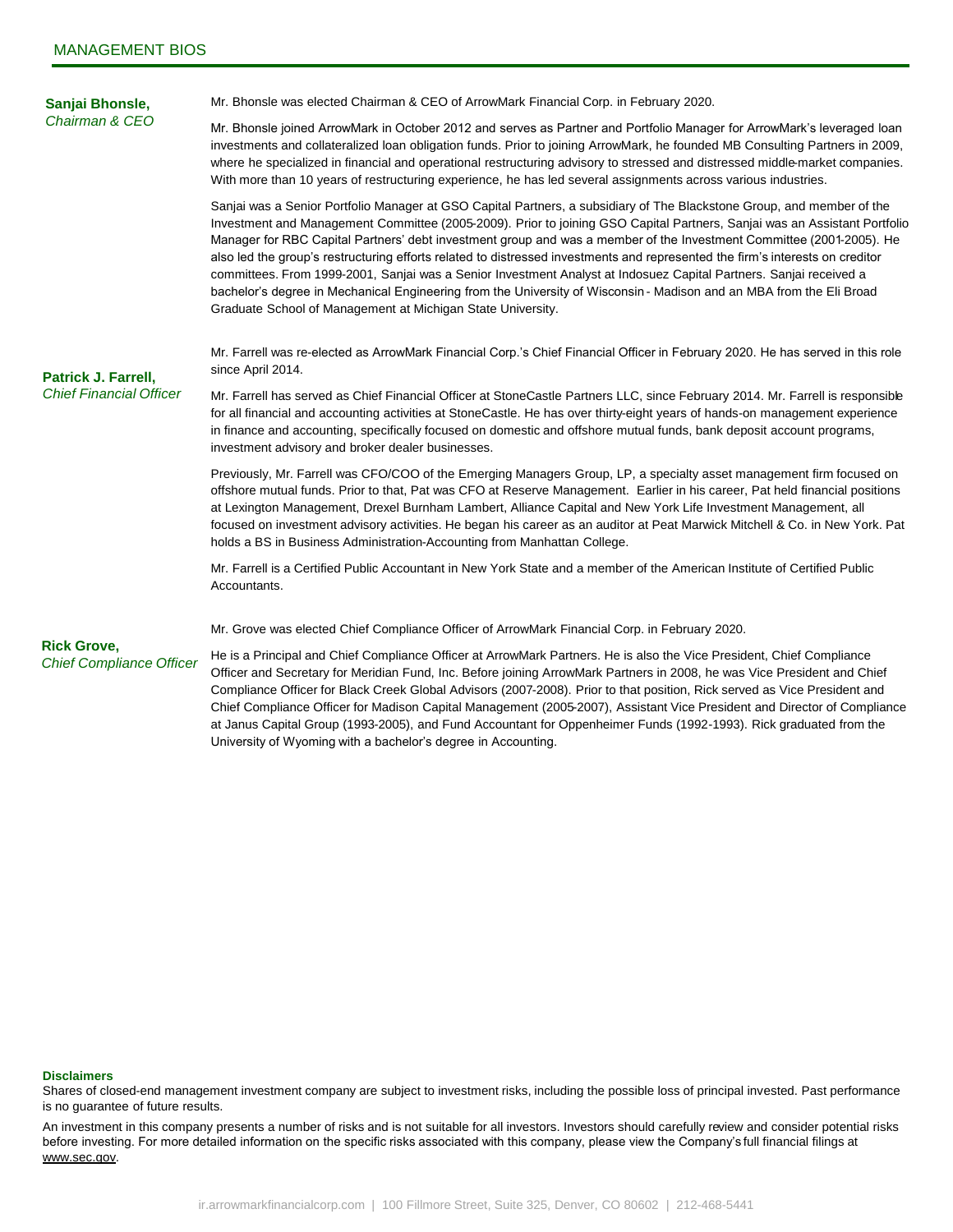## MANAGEMENT BIOS

**Sanjai Bhonsle,**
*Chairman & CEO*

Mr. Bhonsle was elected Chairman & CEO of ArrowMark Financial Corp. in February 2020.

Mr. Bhonsle joined ArrowMark in October 2012 and serves as Partner and Portfolio Manager for ArrowMark's leveraged loan investments and collateralized loan obligation funds. Prior to joining ArrowMark, he founded MB Consulting Partners in 2009, where he specialized in financial and operational restructuring advisory to stressed and distressed middle-market companies. With more than 10 years of restructuring experience, he has led several assignments across various industries.

Sanjai was a Senior Portfolio Manager at GSO Capital Partners, a subsidiary of The Blackstone Group, and member of the Investment and Management Committee (2005-2009). Prior to joining GSO Capital Partners, Sanjai was an Assistant Portfolio Manager for RBC Capital Partners' debt investment group and was a member of the Investment Committee (2001-2005). He also led the group's restructuring efforts related to distressed investments and represented the firm's interests on creditor committees. From 1999-2001, Sanjai was a Senior Investment Analyst at Indosuez Capital Partners. Sanjai received a bachelor's degree in Mechanical Engineering from the University of Wisconsin - Madison and an MBA from the Eli Broad Graduate School of Management at Michigan State University.

**Patrick J. Farrell,**
*Chief Financial Officer*

Mr. Farrell was re-elected as ArrowMark Financial Corp.'s Chief Financial Officer in February 2020. He has served in this role since April 2014.

Mr. Farrell has served as Chief Financial Officer at StoneCastle Partners LLC, since February 2014. Mr. Farrell is responsible for all financial and accounting activities at StoneCastle. He has over thirty-eight years of hands-on management experience in finance and accounting, specifically focused on domestic and offshore mutual funds, bank deposit account programs, investment advisory and broker dealer businesses.

Previously, Mr. Farrell was CFO/COO of the Emerging Managers Group, LP, a specialty asset management firm focused on offshore mutual funds. Prior to that, Pat was CFO at Reserve Management. Earlier in his career, Pat held financial positions at Lexington Management, Drexel Burnham Lambert, Alliance Capital and New York Life Investment Management, all focused on investment advisory activities. He began his career as an auditor at Peat Marwick Mitchell & Co. in New York. Pat holds a BS in Business Administration-Accounting from Manhattan College.

Mr. Farrell is a Certified Public Accountant in New York State and a member of the American Institute of Certified Public Accountants.

**Rick Grove,**
*Chief Compliance Officer*

Mr. Grove was elected Chief Compliance Officer of ArrowMark Financial Corp. in February 2020.

He is a Principal and Chief Compliance Officer at ArrowMark Partners. He is also the Vice President, Chief Compliance Officer and Secretary for Meridian Fund, Inc. Before joining ArrowMark Partners in 2008, he was Vice President and Chief Compliance Officer for Black Creek Global Advisors (2007-2008). Prior to that position, Rick served as Vice President and Chief Compliance Officer for Madison Capital Management (2005-2007), Assistant Vice President and Director of Compliance at Janus Capital Group (1993-2005), and Fund Accountant for Oppenheimer Funds (1992-1993). Rick graduated from the University of Wyoming with a bachelor's degree in Accounting.

**Disclaimers**

Shares of closed-end management investment company are subject to investment risks, including the possible loss of principal invested. Past performance is no guarantee of future results.

An investment in this company presents a number of risks and is not suitable for all investors. Investors should carefully review and consider potential risks before investing. For more detailed information on the specific risks associated with this company, please view the Company's full financial filings at www.sec.gov.

ir.arrowmarkfinancialcorp.com | 100 Fillmore Street, Suite 325, Denver, CO 80602 | 212-468-5441